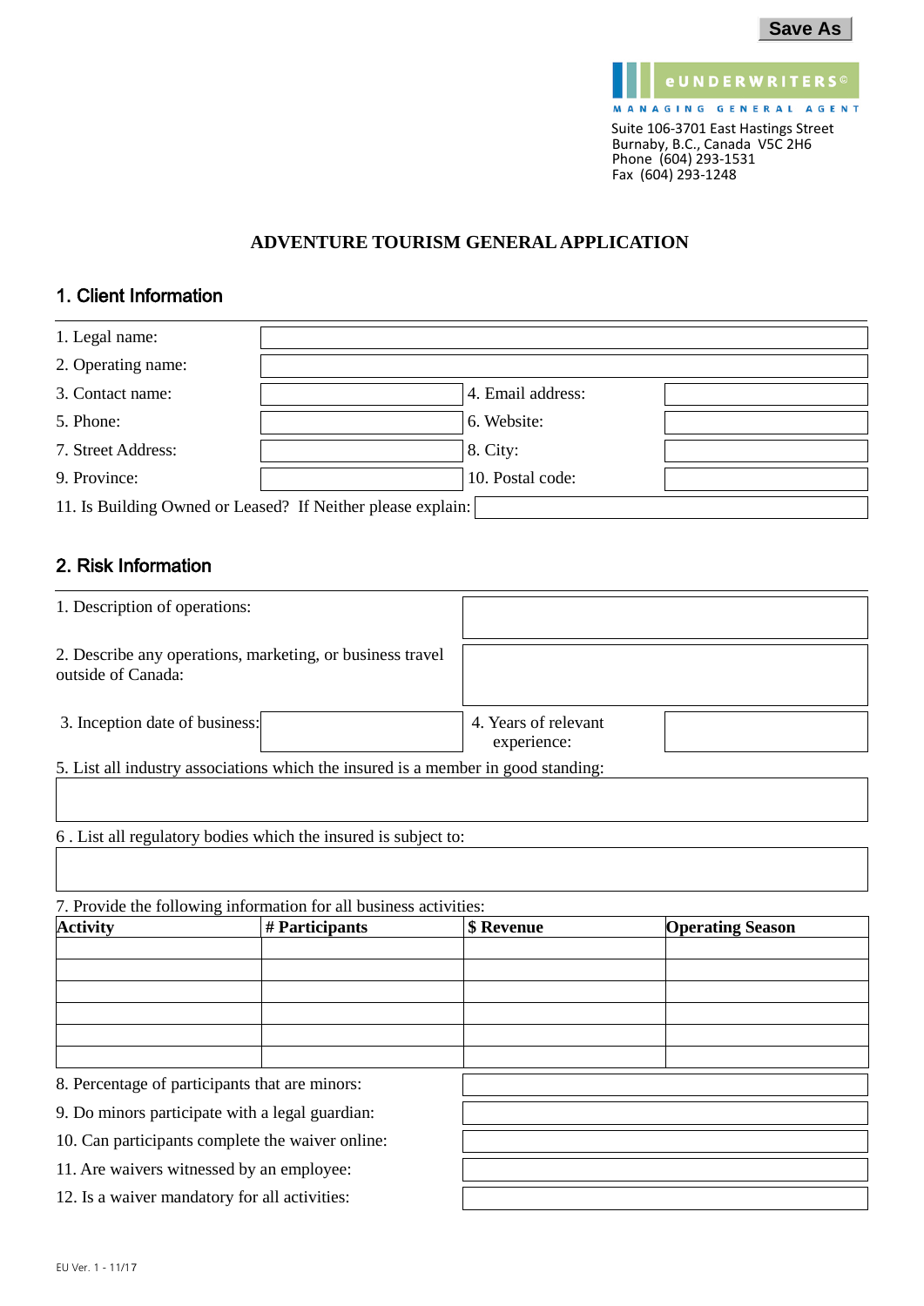Save As

eUNDERWRITERS©
MANAGING GENERAL AGENT
Suite 106-3701 East Hastings Street
Burnaby, B.C., Canada V5C 2H6
Phone (604) 293-1531
Fax (604) 293-1248

# ADVENTURE TOURISM GENERAL APPLICATION

## 1. Client Information

1. Legal name:
2. Operating name:
3. Contact name:
4. Email address:
5. Phone:
6. Website:
7. Street Address:
8. City:
9. Province:
10. Postal code:
11. Is Building Owned or Leased? If Neither please explain:

## 2. Risk Information

1. Description of operations:
2. Describe any operations, marketing, or business travel outside of Canada:
3. Inception date of business:
4. Years of relevant experience:
5. List all industry associations which the insured is a member in good standing:
6. List all regulatory bodies which the insured is subject to:
7. Provide the following information for all business activities:

| Activity | # Participants | $ Revenue | Operating Season |
|---|---|---|---|
| | | | |
| | | | |
| | | | |
| | | | |
| | | | |
| | | | |

8. Percentage of participants that are minors:
9. Do minors participate with a legal guardian:
10. Can participants complete the waiver online:
11. Are waivers witnessed by an employee:
12. Is a waiver mandatory for all activities:

EU Ver. 1 - 11/17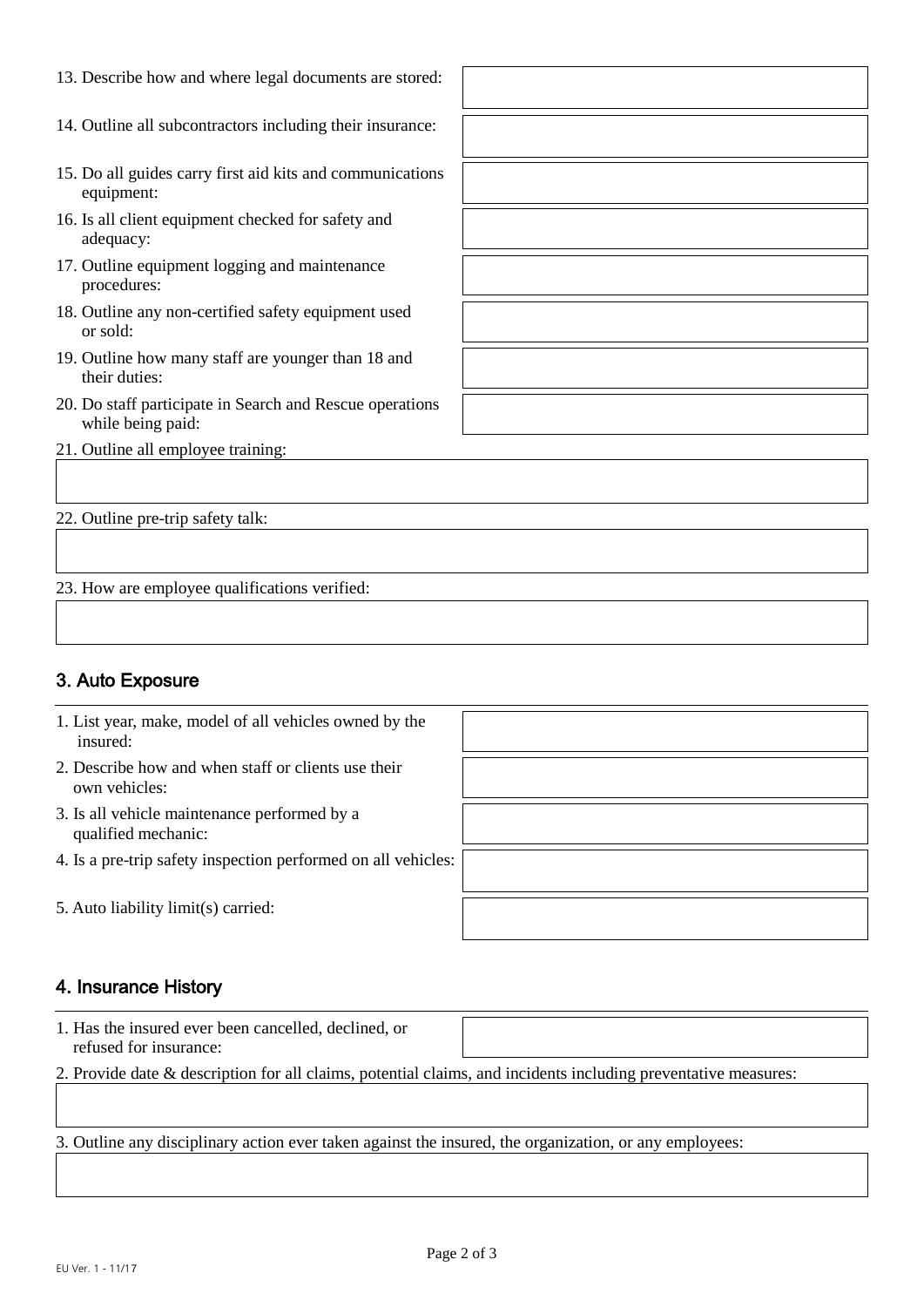13. Describe how and where legal documents are stored:

14. Outline all subcontractors including their insurance:

15. Do all guides carry first aid kits and communications equipment:

16. Is all client equipment checked for safety and adequacy:

17. Outline equipment logging and maintenance procedures:

18. Outline any non-certified safety equipment used or sold:

19. Outline how many staff are younger than 18 and their duties:

20. Do staff participate in Search and Rescue operations while being paid:

21. Outline all employee training:

22. Outline pre-trip safety talk:

23. How are employee qualifications verified:

## 3. Auto Exposure

1. List year, make, model of all vehicles owned by the insured:

2. Describe how and when staff or clients use their own vehicles:

3. Is all vehicle maintenance performed by a qualified mechanic:

4. Is a pre-trip safety inspection performed on all vehicles:

5. Auto liability limit(s) carried:

## 4. Insurance History

1. Has the insured ever been cancelled, declined, or refused for insurance:

2. Provide date & description for all claims, potential claims, and incidents including preventative measures:

3. Outline any disciplinary action ever taken against the insured, the organization, or any employees:

EU Ver. 1 - 11/17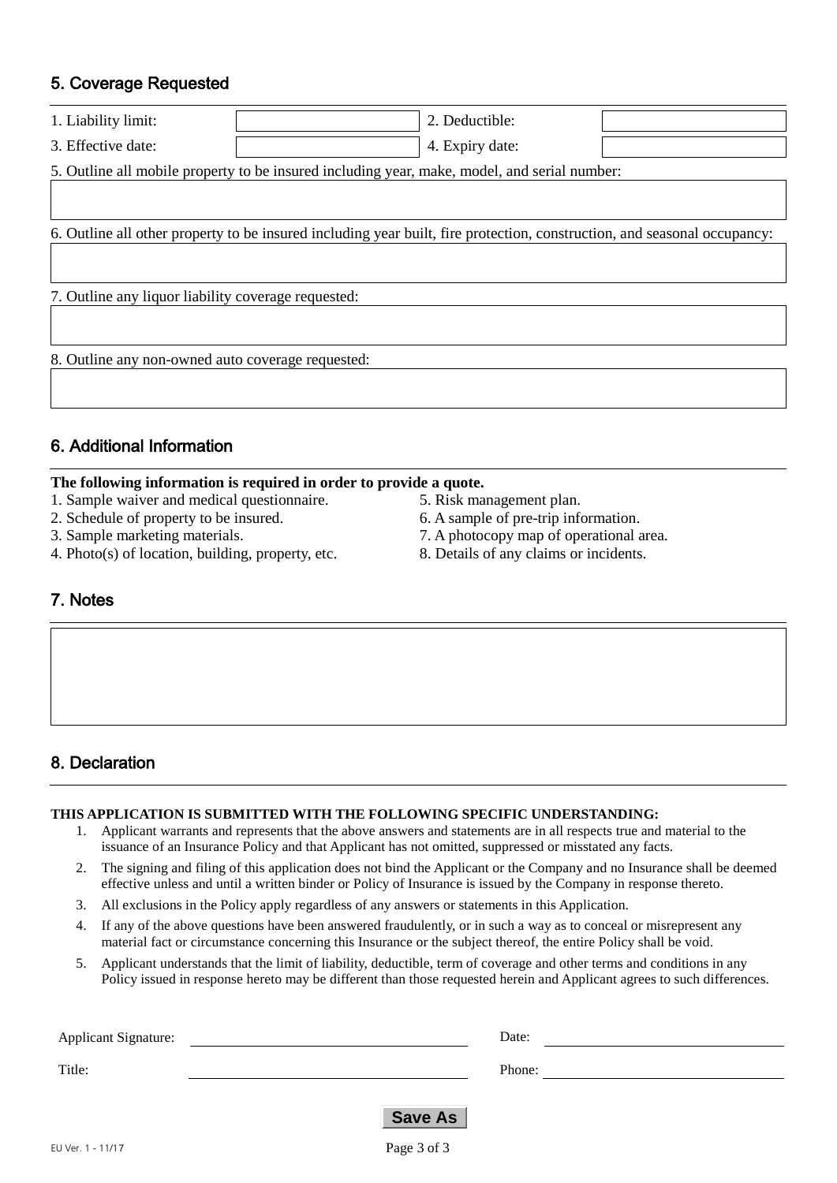## 5. Coverage Requested

| | | | |
|---|---|---|---|
| 1. Liability limit: | | 2. Deductible: | |
| 3. Effective date: | | 4. Expiry date: | |

5. Outline all mobile property to be insured including year, make, model, and serial number:

6. Outline all other property to be insured including year built, fire protection, construction, and seasonal occupancy:

7. Outline any liquor liability coverage requested:

8. Outline any non-owned auto coverage requested:

## 6. Additional Information

**The following information is required in order to provide a quote.**

1. Sample waiver and medical questionnaire.
2. Schedule of property to be insured.
3. Sample marketing materials.
4. Photo(s) of location, building, property, etc.
5. Risk management plan.
6. A sample of pre-trip information.
7. A photocopy map of operational area.
8. Details of any claims or incidents.

## 7. Notes

## 8. Declaration

**THIS APPLICATION IS SUBMITTED WITH THE FOLLOWING SPECIFIC UNDERSTANDING:**

1. Applicant warrants and represents that the above answers and statements are in all respects true and material to the issuance of an Insurance Policy and that Applicant has not omitted, suppressed or misstated any facts.
2. The signing and filing of this application does not bind the Applicant or the Company and no Insurance shall be deemed effective unless and until a written binder or Policy of Insurance is issued by the Company in response thereto.
3. All exclusions in the Policy apply regardless of any answers or statements in this Application.
4. If any of the above questions have been answered fraudulently, or in such a way as to conceal or misrepresent any material fact or circumstance concerning this Insurance or the subject thereof, the entire Policy shall be void.
5. Applicant understands that the limit of liability, deductible, term of coverage and other terms and conditions in any Policy issued in response hereto may be different than those requested herein and Applicant agrees to such differences.

Applicant Signature: ______________________ Date: ______________________

Title: ______________________ Phone: ______________________

Save As

EU Ver. 1 - 11/17